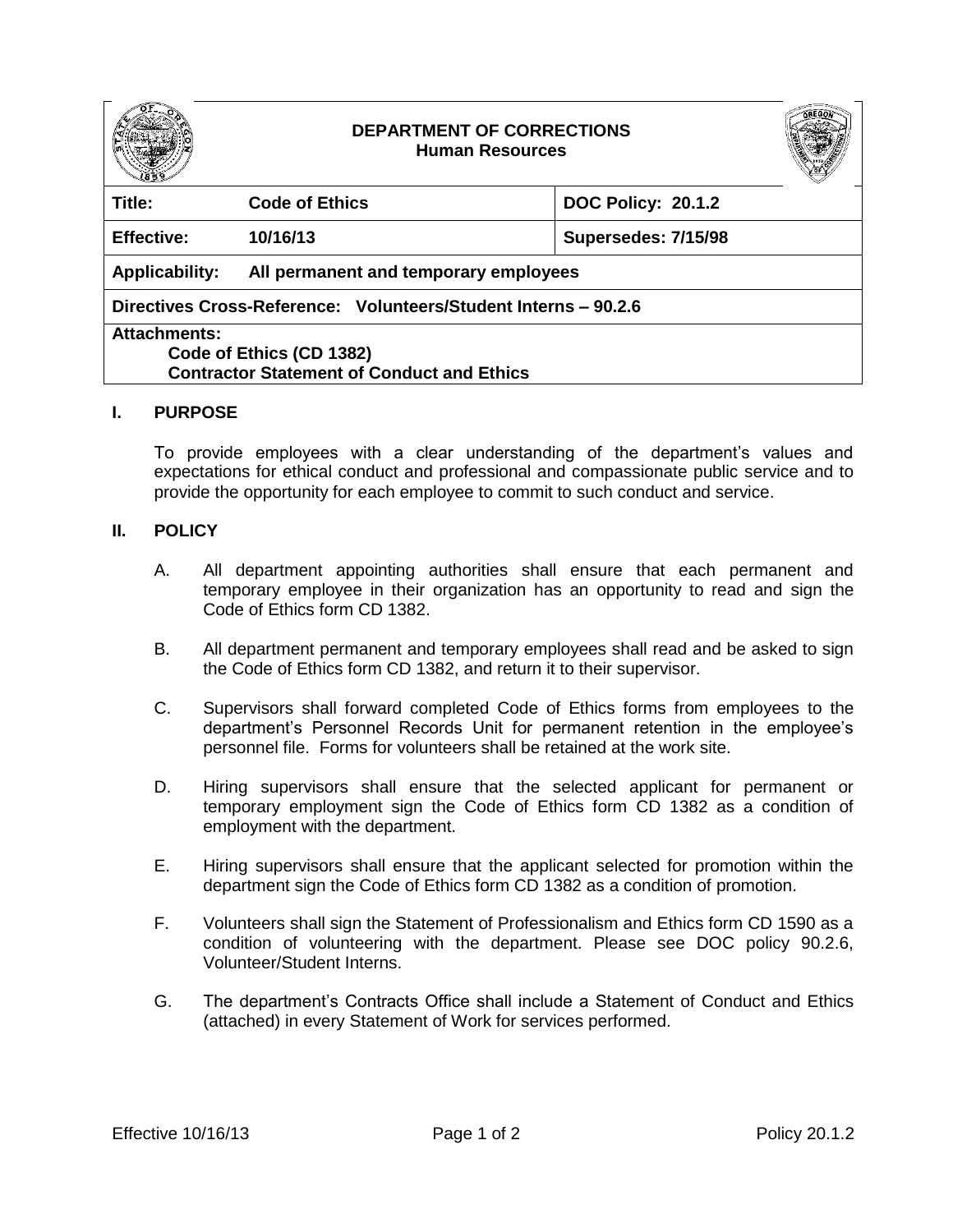**DEPARTMENT OF CORRECTIONS**
**Human Resources**

| **Title:** | **Code of Ethics** | **DOC Policy: 20.1.2** |
|---|---|---|
| **Effective:** | **10/16/13** | **Supersedes: 7/15/98** |
| **Applicability:** | **All permanent and temporary employees** | |
| **Directives Cross-Reference: Volunteers/Student Interns – 90.2.6** | | |
| **Attachments:** Code of Ethics (CD 1382); Contractor Statement of Conduct and Ethics | | |

## I. PURPOSE

To provide employees with a clear understanding of the department's values and expectations for ethical conduct and professional and compassionate public service and to provide the opportunity for each employee to commit to such conduct and service.

## II. POLICY

A. All department appointing authorities shall ensure that each permanent and temporary employee in their organization has an opportunity to read and sign the Code of Ethics form CD 1382.

B. All department permanent and temporary employees shall read and be asked to sign the Code of Ethics form CD 1382, and return it to their supervisor.

C. Supervisors shall forward completed Code of Ethics forms from employees to the department's Personnel Records Unit for permanent retention in the employee's personnel file. Forms for volunteers shall be retained at the work site.

D. Hiring supervisors shall ensure that the selected applicant for permanent or temporary employment sign the Code of Ethics form CD 1382 as a condition of employment with the department.

E. Hiring supervisors shall ensure that the applicant selected for promotion within the department sign the Code of Ethics form CD 1382 as a condition of promotion.

F. Volunteers shall sign the Statement of Professionalism and Ethics form CD 1590 as a condition of volunteering with the department. Please see DOC policy 90.2.6, Volunteer/Student Interns.

G. The department's Contracts Office shall include a Statement of Conduct and Ethics (attached) in every Statement of Work for services performed.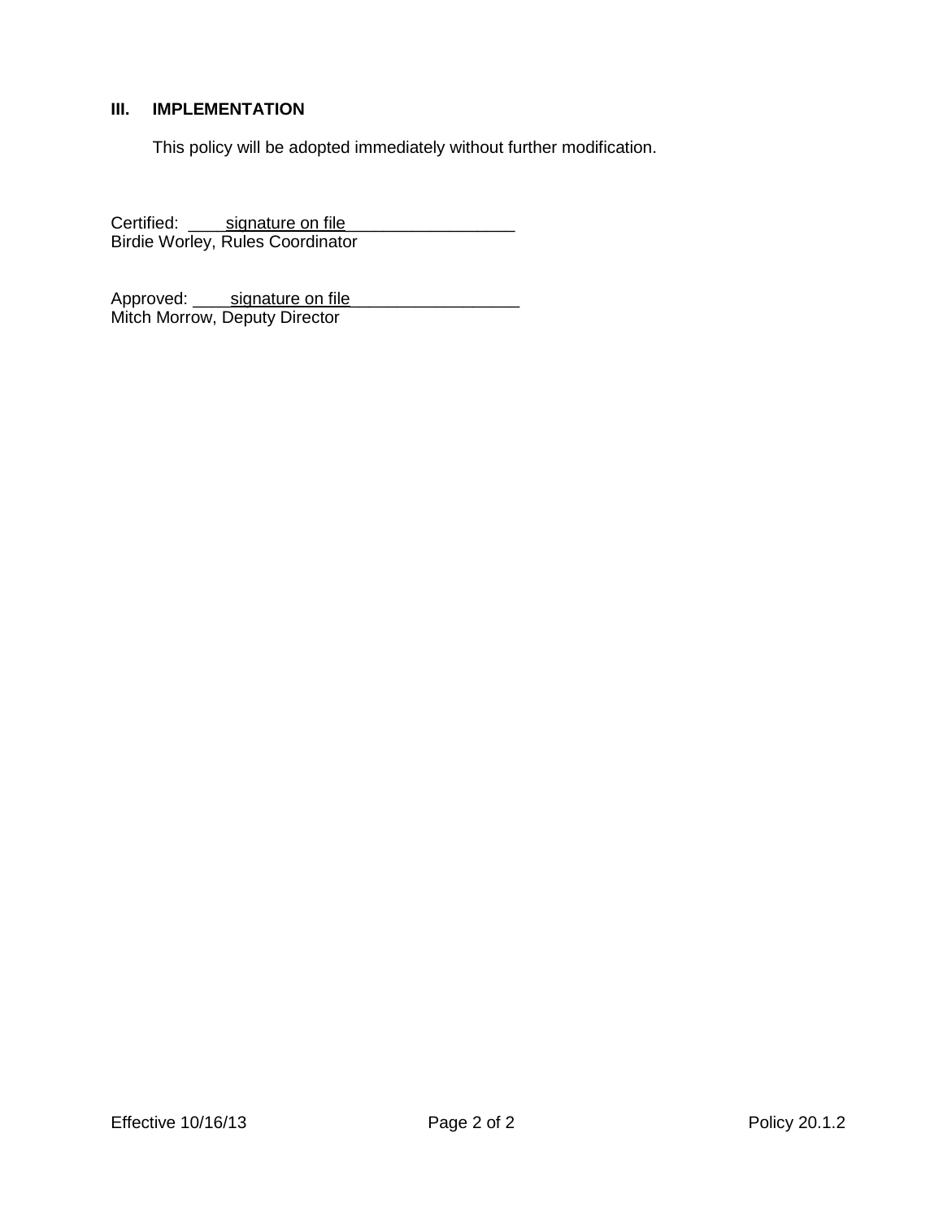## III. IMPLEMENTATION

This policy will be adopted immediately without further modification.

Certified: ____signature on file__________________
Birdie Worley, Rules Coordinator

Approved: ____signature on file__________________
Mitch Morrow, Deputy Director